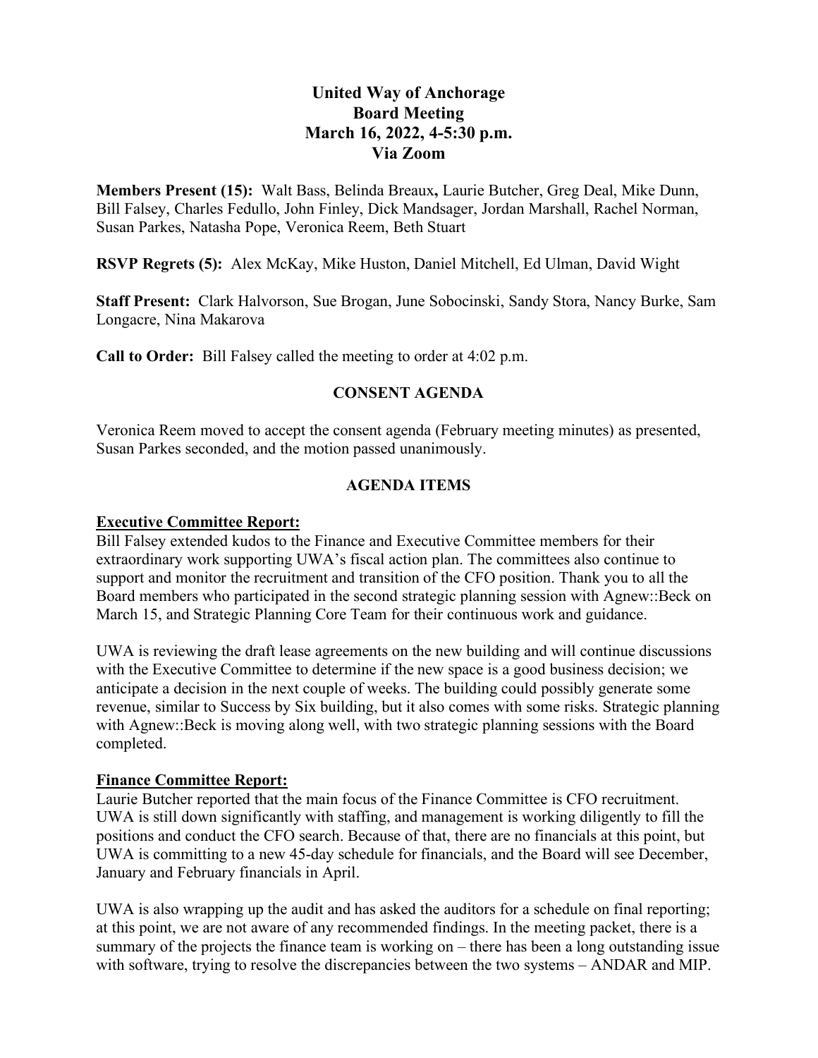# United Way of Anchorage
## Board Meeting
### March 16, 2022, 4-5:30 p.m.
### Via Zoom

**Members Present (15):** Walt Bass, Belinda Breaux**,** Laurie Butcher, Greg Deal, Mike Dunn, Bill Falsey, Charles Fedullo, John Finley, Dick Mandsager, Jordan Marshall, Rachel Norman, Susan Parkes, Natasha Pope, Veronica Reem, Beth Stuart

**RSVP Regrets (5):** Alex McKay, Mike Huston, Daniel Mitchell, Ed Ulman, David Wight

**Staff Present:** Clark Halvorson, Sue Brogan, June Sobocinski, Sandy Stora, Nancy Burke, Sam Longacre, Nina Makarova

**Call to Order:** Bill Falsey called the meeting to order at 4:02 p.m.

## CONSENT AGENDA

Veronica Reem moved to accept the consent agenda (February meeting minutes) as presented, Susan Parkes seconded, and the motion passed unanimously.

## AGENDA ITEMS

**Executive Committee Report:**

Bill Falsey extended kudos to the Finance and Executive Committee members for their extraordinary work supporting UWA's fiscal action plan. The committees also continue to support and monitor the recruitment and transition of the CFO position. Thank you to all the Board members who participated in the second strategic planning session with Agnew::Beck on March 15, and Strategic Planning Core Team for their continuous work and guidance.

UWA is reviewing the draft lease agreements on the new building and will continue discussions with the Executive Committee to determine if the new space is a good business decision; we anticipate a decision in the next couple of weeks. The building could possibly generate some revenue, similar to Success by Six building, but it also comes with some risks. Strategic planning with Agnew::Beck is moving along well, with two strategic planning sessions with the Board completed.

**Finance Committee Report:**

Laurie Butcher reported that the main focus of the Finance Committee is CFO recruitment. UWA is still down significantly with staffing, and management is working diligently to fill the positions and conduct the CFO search. Because of that, there are no financials at this point, but UWA is committing to a new 45-day schedule for financials, and the Board will see December, January and February financials in April.

UWA is also wrapping up the audit and has asked the auditors for a schedule on final reporting; at this point, we are not aware of any recommended findings. In the meeting packet, there is a summary of the projects the finance team is working on – there has been a long outstanding issue with software, trying to resolve the discrepancies between the two systems – ANDAR and MIP.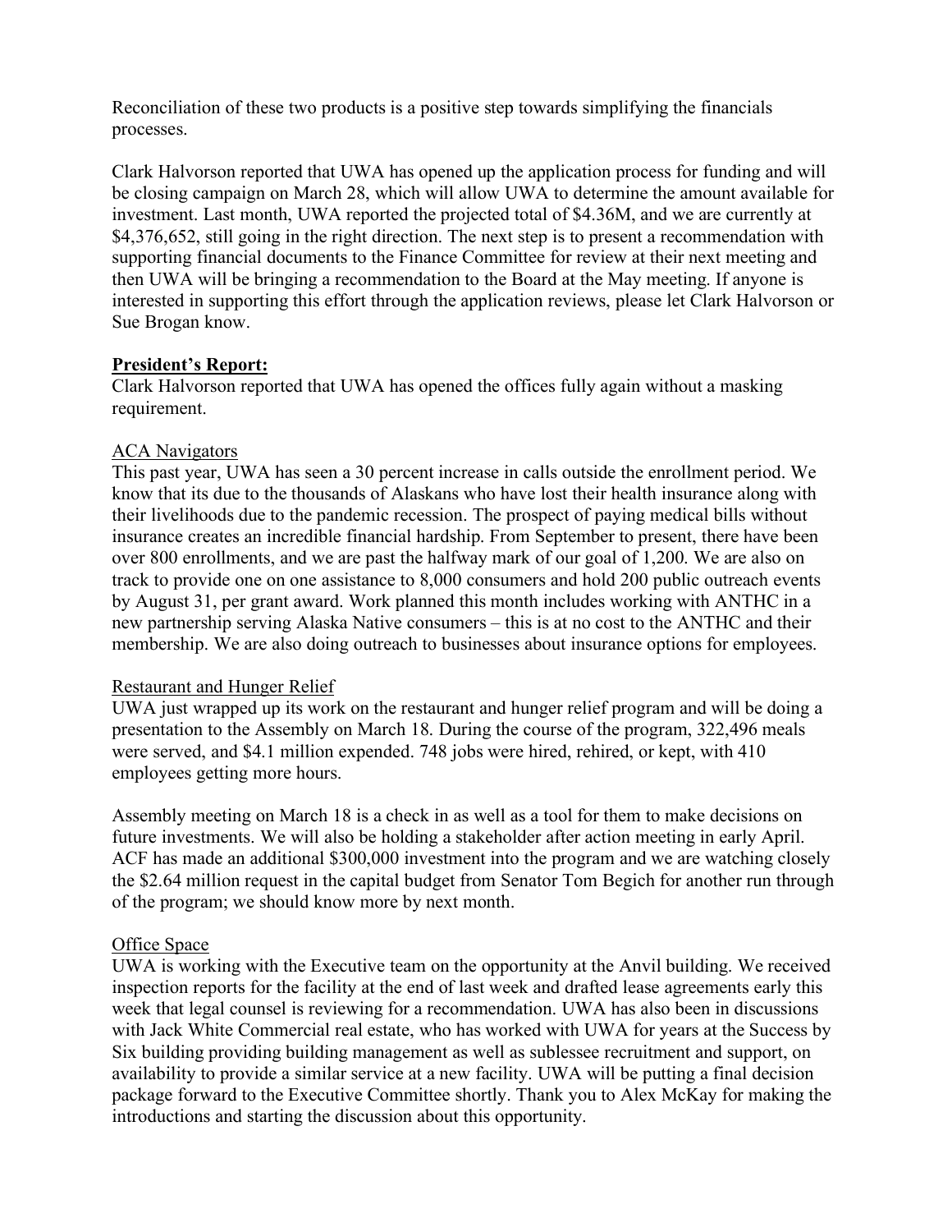Reconciliation of these two products is a positive step towards simplifying the financials processes.

Clark Halvorson reported that UWA has opened up the application process for funding and will be closing campaign on March 28, which will allow UWA to determine the amount available for investment. Last month, UWA reported the projected total of $4.36M, and we are currently at $4,376,652, still going in the right direction. The next step is to present a recommendation with supporting financial documents to the Finance Committee for review at their next meeting and then UWA will be bringing a recommendation to the Board at the May meeting. If anyone is interested in supporting this effort through the application reviews, please let Clark Halvorson or Sue Brogan know.

**President's Report:**

Clark Halvorson reported that UWA has opened the offices fully again without a masking requirement.

ACA Navigators

This past year, UWA has seen a 30 percent increase in calls outside the enrollment period. We know that its due to the thousands of Alaskans who have lost their health insurance along with their livelihoods due to the pandemic recession. The prospect of paying medical bills without insurance creates an incredible financial hardship. From September to present, there have been over 800 enrollments, and we are past the halfway mark of our goal of 1,200. We are also on track to provide one on one assistance to 8,000 consumers and hold 200 public outreach events by August 31, per grant award. Work planned this month includes working with ANTHC in a new partnership serving Alaska Native consumers – this is at no cost to the ANTHC and their membership. We are also doing outreach to businesses about insurance options for employees.

Restaurant and Hunger Relief

UWA just wrapped up its work on the restaurant and hunger relief program and will be doing a presentation to the Assembly on March 18. During the course of the program, 322,496 meals were served, and $4.1 million expended. 748 jobs were hired, rehired, or kept, with 410 employees getting more hours.

Assembly meeting on March 18 is a check in as well as a tool for them to make decisions on future investments. We will also be holding a stakeholder after action meeting in early April. ACF has made an additional $300,000 investment into the program and we are watching closely the $2.64 million request in the capital budget from Senator Tom Begich for another run through of the program; we should know more by next month.

Office Space

UWA is working with the Executive team on the opportunity at the Anvil building. We received inspection reports for the facility at the end of last week and drafted lease agreements early this week that legal counsel is reviewing for a recommendation. UWA has also been in discussions with Jack White Commercial real estate, who has worked with UWA for years at the Success by Six building providing building management as well as sublessee recruitment and support, on availability to provide a similar service at a new facility. UWA will be putting a final decision package forward to the Executive Committee shortly. Thank you to Alex McKay for making the introductions and starting the discussion about this opportunity.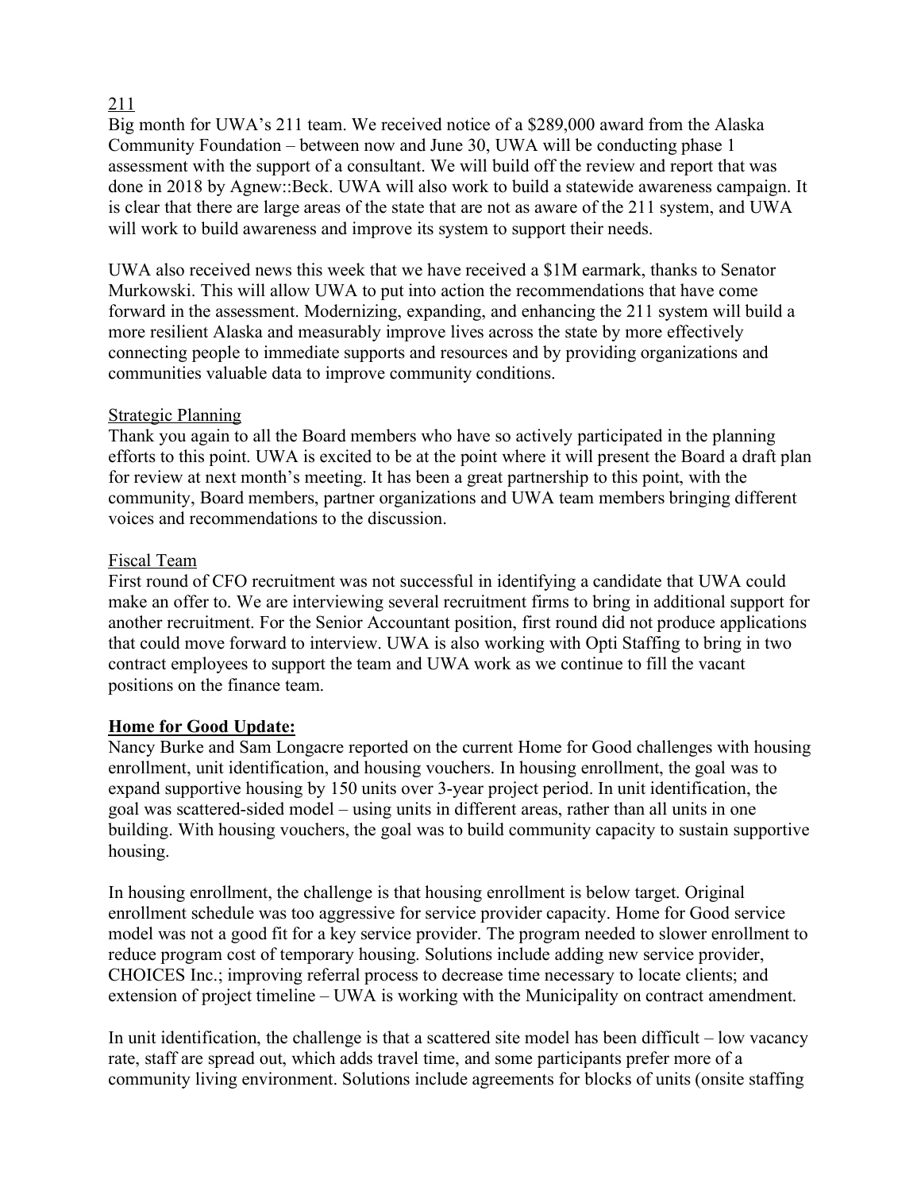211

Big month for UWA's 211 team. We received notice of a $289,000 award from the Alaska Community Foundation – between now and June 30, UWA will be conducting phase 1 assessment with the support of a consultant. We will build off the review and report that was done in 2018 by Agnew::Beck. UWA will also work to build a statewide awareness campaign. It is clear that there are large areas of the state that are not as aware of the 211 system, and UWA will work to build awareness and improve its system to support their needs.

UWA also received news this week that we have received a $1M earmark, thanks to Senator Murkowski. This will allow UWA to put into action the recommendations that have come forward in the assessment. Modernizing, expanding, and enhancing the 211 system will build a more resilient Alaska and measurably improve lives across the state by more effectively connecting people to immediate supports and resources and by providing organizations and communities valuable data to improve community conditions.

Strategic Planning

Thank you again to all the Board members who have so actively participated in the planning efforts to this point. UWA is excited to be at the point where it will present the Board a draft plan for review at next month's meeting. It has been a great partnership to this point, with the community, Board members, partner organizations and UWA team members bringing different voices and recommendations to the discussion.

Fiscal Team

First round of CFO recruitment was not successful in identifying a candidate that UWA could make an offer to. We are interviewing several recruitment firms to bring in additional support for another recruitment. For the Senior Accountant position, first round did not produce applications that could move forward to interview. UWA is also working with Opti Staffing to bring in two contract employees to support the team and UWA work as we continue to fill the vacant positions on the finance team.

**Home for Good Update:**

Nancy Burke and Sam Longacre reported on the current Home for Good challenges with housing enrollment, unit identification, and housing vouchers. In housing enrollment, the goal was to expand supportive housing by 150 units over 3-year project period. In unit identification, the goal was scattered-sided model – using units in different areas, rather than all units in one building. With housing vouchers, the goal was to build community capacity to sustain supportive housing.

In housing enrollment, the challenge is that housing enrollment is below target. Original enrollment schedule was too aggressive for service provider capacity. Home for Good service model was not a good fit for a key service provider. The program needed to slower enrollment to reduce program cost of temporary housing. Solutions include adding new service provider, CHOICES Inc.; improving referral process to decrease time necessary to locate clients; and extension of project timeline – UWA is working with the Municipality on contract amendment.

In unit identification, the challenge is that a scattered site model has been difficult – low vacancy rate, staff are spread out, which adds travel time, and some participants prefer more of a community living environment. Solutions include agreements for blocks of units (onsite staffing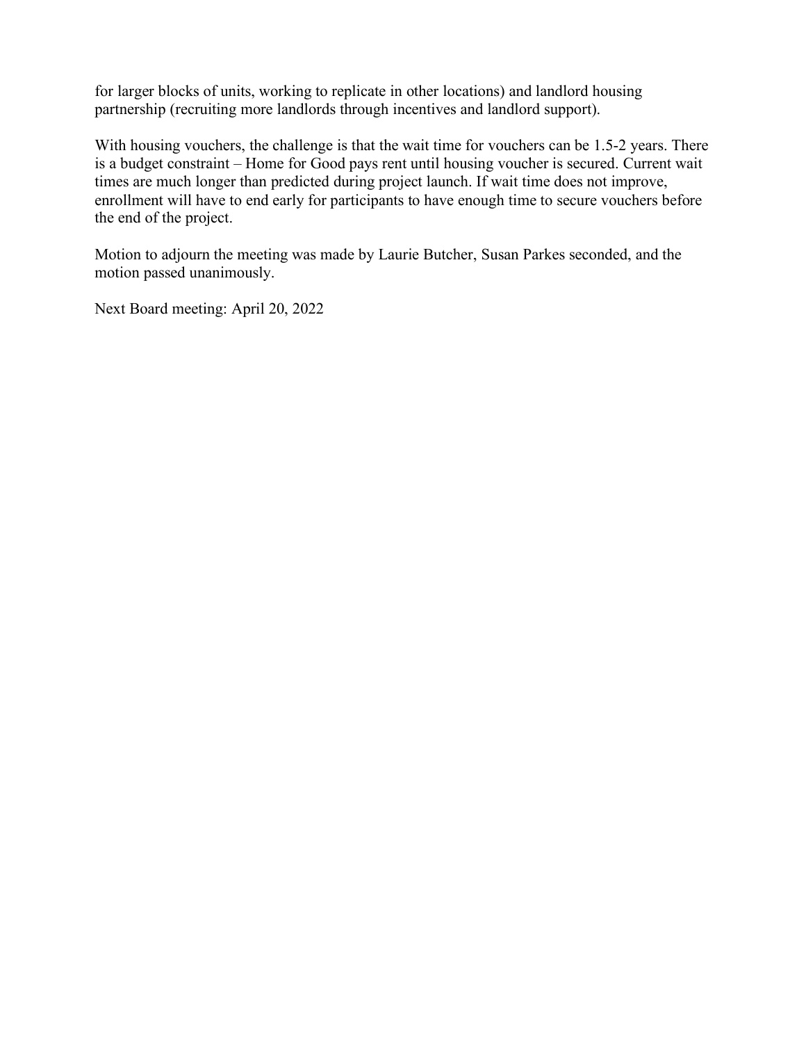for larger blocks of units, working to replicate in other locations) and landlord housing partnership (recruiting more landlords through incentives and landlord support).

With housing vouchers, the challenge is that the wait time for vouchers can be 1.5-2 years. There is a budget constraint – Home for Good pays rent until housing voucher is secured. Current wait times are much longer than predicted during project launch. If wait time does not improve, enrollment will have to end early for participants to have enough time to secure vouchers before the end of the project.

Motion to adjourn the meeting was made by Laurie Butcher, Susan Parkes seconded, and the motion passed unanimously.

Next Board meeting: April 20, 2022